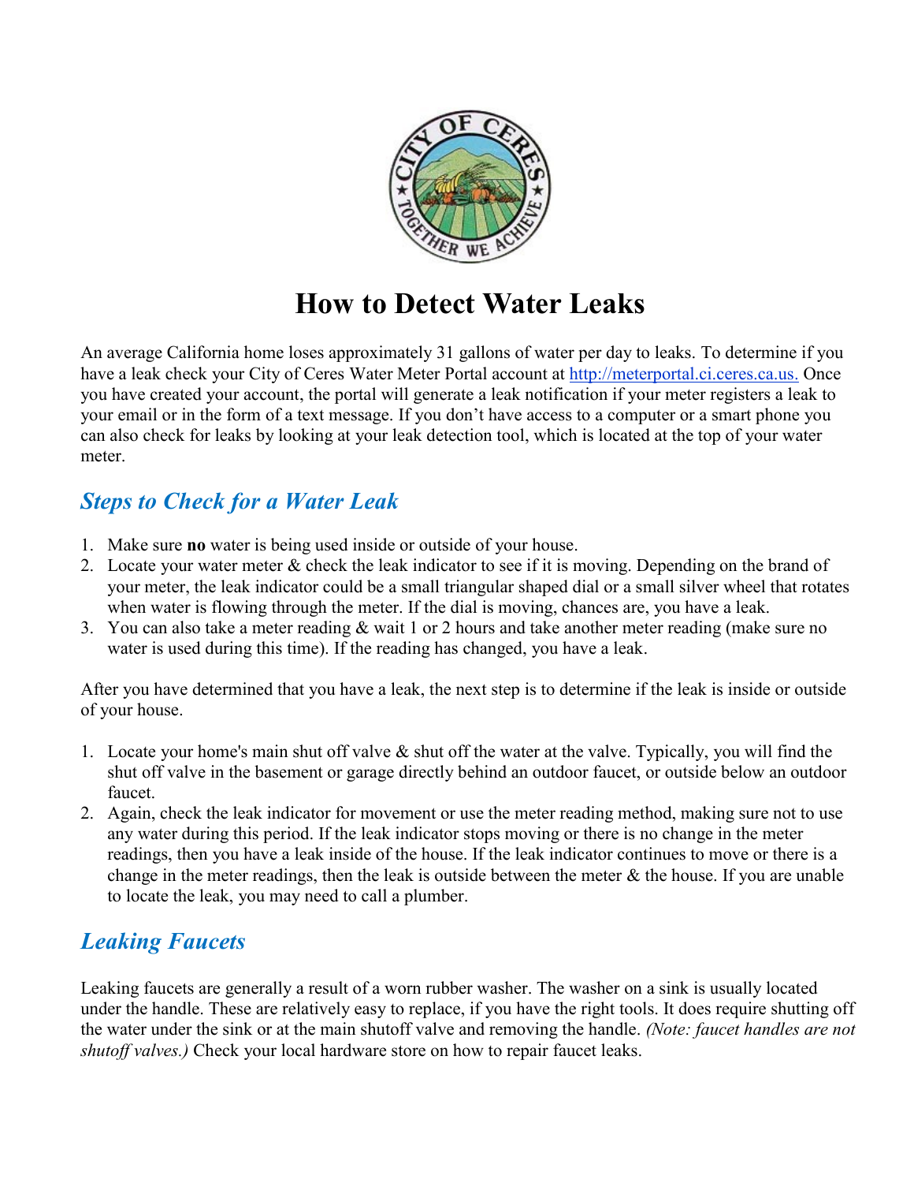# How to Detect Water Leaks

An average California home loses approximately 31 gallons of water per day to leaks. To determine if you have a leak check your City of Ceres Water Meter Portal account at http://meterportal.ci.ceres.ca.us. Once you have created your account, the portal will generate a leak notification if your meter registers a leak to your email or in the form of a text message. If you don't have access to a computer or a smart phone you can also check for leaks by looking at your leak detection tool, which is located at the top of your water meter.

## *Steps to Check for a Water Leak*

1. Make sure **no** water is being used inside or outside of your house.
2. Locate your water meter & check the leak indicator to see if it is moving. Depending on the brand of your meter, the leak indicator could be a small triangular shaped dial or a small silver wheel that rotates when water is flowing through the meter. If the dial is moving, chances are, you have a leak.
3. You can also take a meter reading & wait 1 or 2 hours and take another meter reading (make sure no water is used during this time). If the reading has changed, you have a leak.

After you have determined that you have a leak, the next step is to determine if the leak is inside or outside of your house.

1. Locate your home's main shut off valve & shut off the water at the valve. Typically, you will find the shut off valve in the basement or garage directly behind an outdoor faucet, or outside below an outdoor faucet.
2. Again, check the leak indicator for movement or use the meter reading method, making sure not to use any water during this period. If the leak indicator stops moving or there is no change in the meter readings, then you have a leak inside of the house. If the leak indicator continues to move or there is a change in the meter readings, then the leak is outside between the meter & the house. If you are unable to locate the leak, you may need to call a plumber.

## *Leaking Faucets*

Leaking faucets are generally a result of a worn rubber washer. The washer on a sink is usually located under the handle. These are relatively easy to replace, if you have the right tools. It does require shutting off the water under the sink or at the main shutoff valve and removing the handle. *(Note: faucet handles are not shutoff valves.)* Check your local hardware store on how to repair faucet leaks.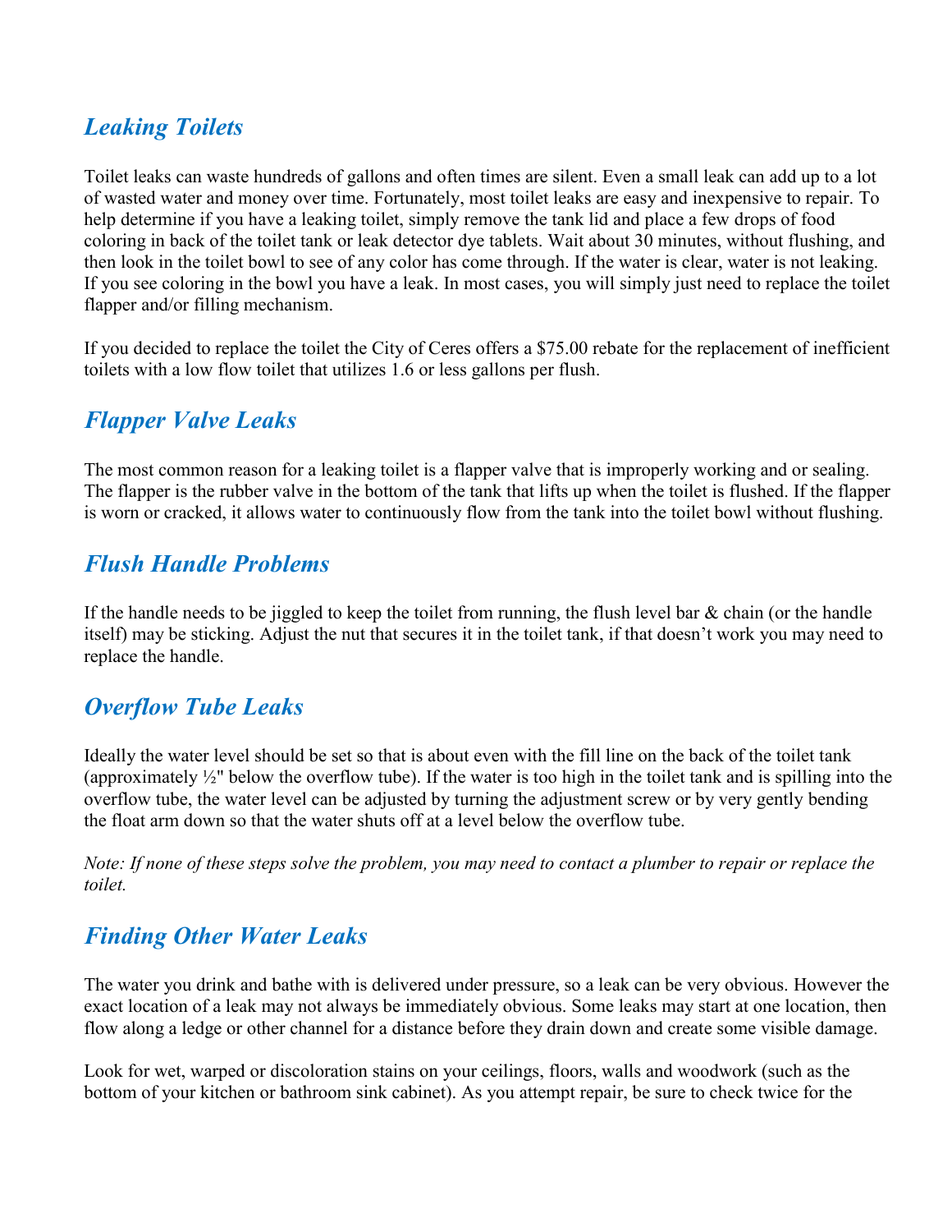## *Leaking Toilets*

Toilet leaks can waste hundreds of gallons and often times are silent. Even a small leak can add up to a lot of wasted water and money over time. Fortunately, most toilet leaks are easy and inexpensive to repair. To help determine if you have a leaking toilet, simply remove the tank lid and place a few drops of food coloring in back of the toilet tank or leak detector dye tablets. Wait about 30 minutes, without flushing, and then look in the toilet bowl to see of any color has come through. If the water is clear, water is not leaking. If you see coloring in the bowl you have a leak. In most cases, you will simply just need to replace the toilet flapper and/or filling mechanism.

If you decided to replace the toilet the City of Ceres offers a $75.00 rebate for the replacement of inefficient toilets with a low flow toilet that utilizes 1.6 or less gallons per flush.

## *Flapper Valve Leaks*

The most common reason for a leaking toilet is a flapper valve that is improperly working and or sealing. The flapper is the rubber valve in the bottom of the tank that lifts up when the toilet is flushed. If the flapper is worn or cracked, it allows water to continuously flow from the tank into the toilet bowl without flushing.

## *Flush Handle Problems*

If the handle needs to be jiggled to keep the toilet from running, the flush level bar & chain (or the handle itself) may be sticking. Adjust the nut that secures it in the toilet tank, if that doesn't work you may need to replace the handle.

## *Overflow Tube Leaks*

Ideally the water level should be set so that is about even with the fill line on the back of the toilet tank (approximately ½" below the overflow tube). If the water is too high in the toilet tank and is spilling into the overflow tube, the water level can be adjusted by turning the adjustment screw or by very gently bending the float arm down so that the water shuts off at a level below the overflow tube.

*Note: If none of these steps solve the problem, you may need to contact a plumber to repair or replace the toilet.*

## *Finding Other Water Leaks*

The water you drink and bathe with is delivered under pressure, so a leak can be very obvious. However the exact location of a leak may not always be immediately obvious. Some leaks may start at one location, then flow along a ledge or other channel for a distance before they drain down and create some visible damage.

Look for wet, warped or discoloration stains on your ceilings, floors, walls and woodwork (such as the bottom of your kitchen or bathroom sink cabinet). As you attempt repair, be sure to check twice for the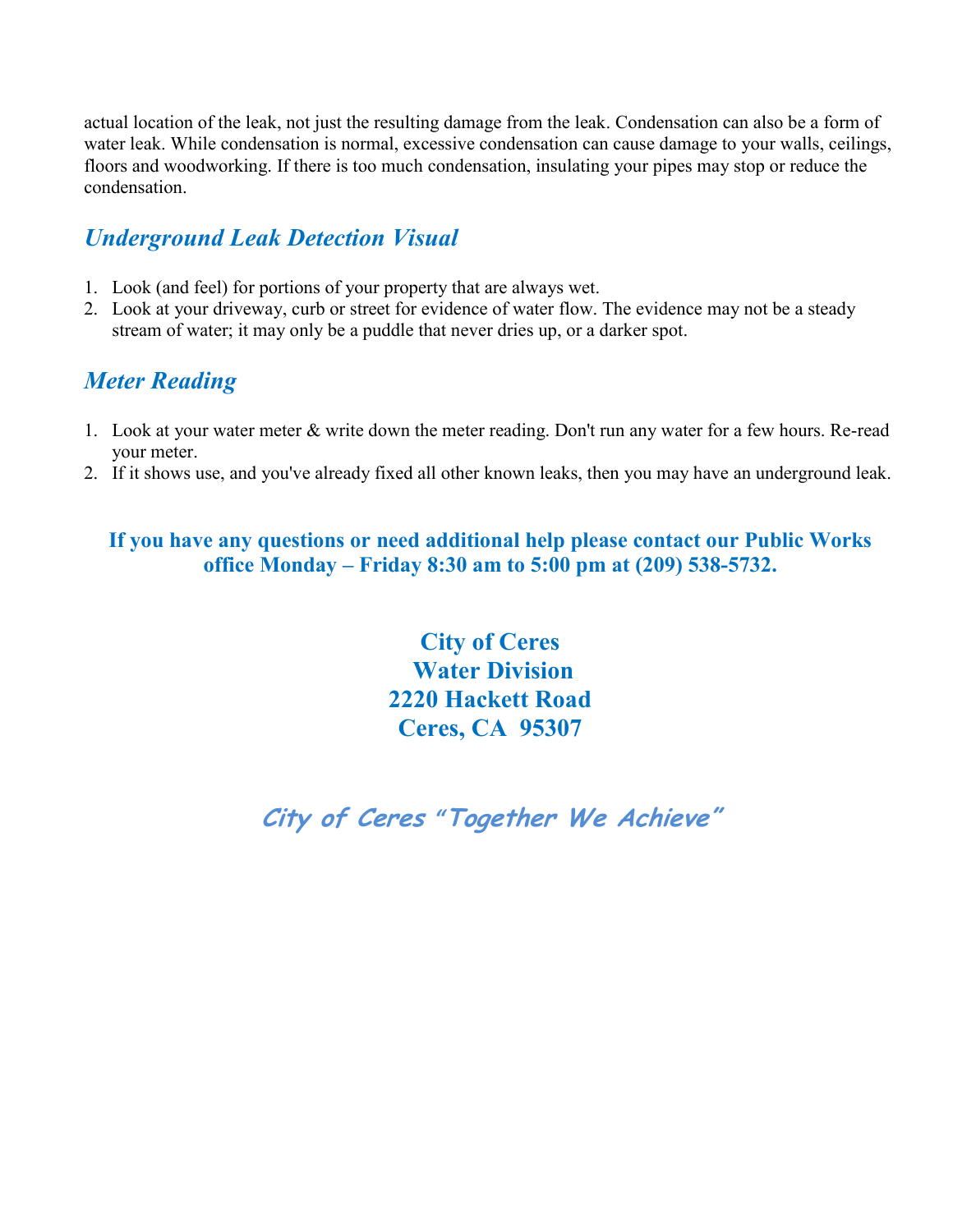actual location of the leak, not just the resulting damage from the leak. Condensation can also be a form of water leak. While condensation is normal, excessive condensation can cause damage to your walls, ceilings, floors and woodworking. If there is too much condensation, insulating your pipes may stop or reduce the condensation.

## *Underground Leak Detection Visual*

1. Look (and feel) for portions of your property that are always wet.
2. Look at your driveway, curb or street for evidence of water flow. The evidence may not be a steady stream of water; it may only be a puddle that never dries up, or a darker spot.

## *Meter Reading*

1. Look at your water meter & write down the meter reading. Don't run any water for a few hours. Re-read your meter.
2. If it shows use, and you've already fixed all other known leaks, then you may have an underground leak.

**If you have any questions or need additional help please contact our Public Works office Monday – Friday 8:30 am to 5:00 pm at (209) 538-5732.**

**City of Ceres**
**Water Division**
**2220 Hackett Road**
**Ceres, CA 95307**

***City of Ceres "Together We Achieve"***